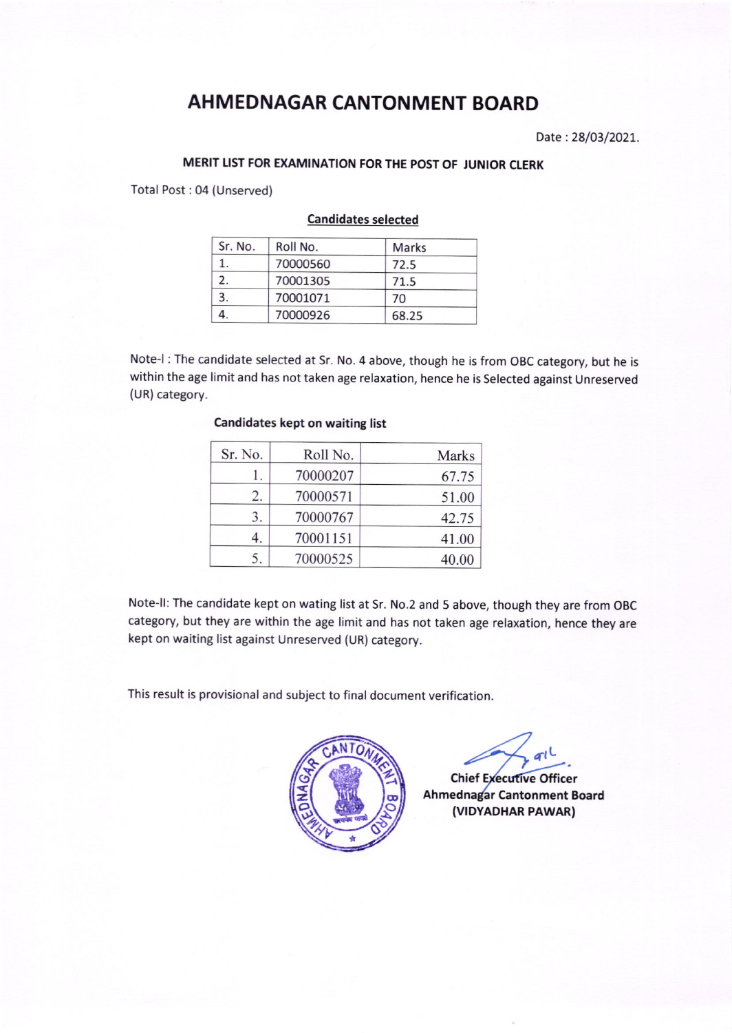# AHMEDNAGAR CANTONMENT BOARD

Date : 28/03/2021.

## MERIT LIST FOR EXAMINATION FOR THE POST OF JUNIOR CLERK

Total Post : 04 (Unserved)

**Candidates selected**

| Sr. No. | Roll No. | Marks |
|---|---|---|
| 1. | 70000560 | 72.5 |
| 2. | 70001305 | 71.5 |
| 3. | 70001071 | 70 |
| 4. | 70000926 | 68.25 |

Note-I : The candidate selected at Sr. No. 4 above, though he is from OBC category, but he is within the age limit and has not taken age relaxation, hence he is Selected against Unreserved (UR) category.

**Candidates kept on waiting list**

| Sr. No. | Roll No. | Marks |
|---|---|---|
| 1. | 70000207 | 67.75 |
| 2. | 70000571 | 51.00 |
| 3. | 70000767 | 42.75 |
| 4. | 70001151 | 41.00 |
| 5. | 70000525 | 40.00 |

Note-II: The candidate kept on wating list at Sr. No.2 and 5 above, though they are from OBC category, but they are within the age limit and has not taken age relaxation, hence they are kept on waiting list against Unreserved (UR) category.

This result is provisional and subject to final document verification.

Chief Executive Officer
Ahmednagar Cantonment Board
(VIDYADHAR PAWAR)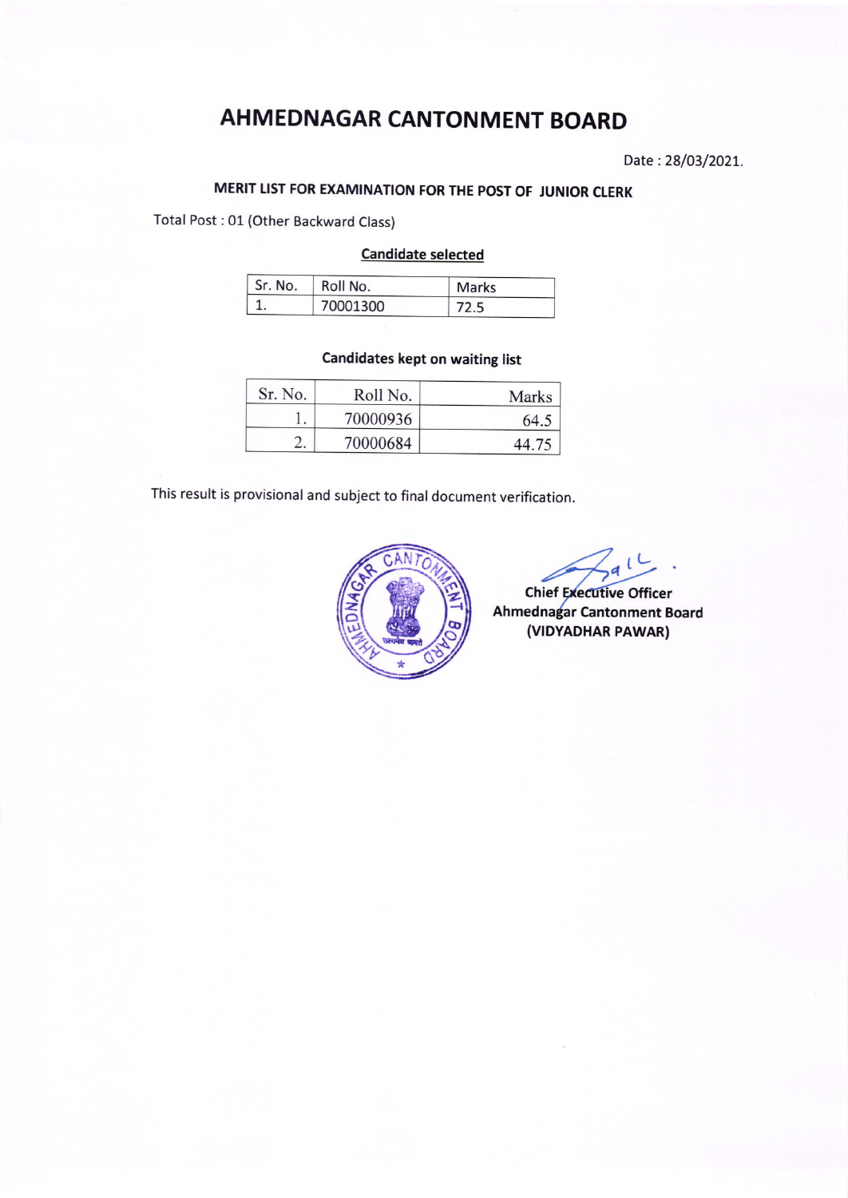# AHMEDNAGAR CANTONMENT BOARD

Date : 28/03/2021.

## MERIT LIST FOR EXAMINATION FOR THE POST OF JUNIOR CLERK

Total Post : 01 (Other Backward Class)

**Candidate selected**

| Sr. No. | Roll No. | Marks |
|---|---|---|
| 1. | 70001300 | 72.5 |

**Candidates kept on waiting list**

| Sr. No. | Roll No. | Marks |
|---|---|---|
| 1. | 70000936 | 64.5 |
| 2. | 70000684 | 44.75 |

This result is provisional and subject to final document verification.

AHMEDNAGAR CANTONMENT BOARD

सत्यमेव जयते

**Chief Executive Officer**
**Ahmednagar Cantonment Board**
**(VIDYADHAR PAWAR)**